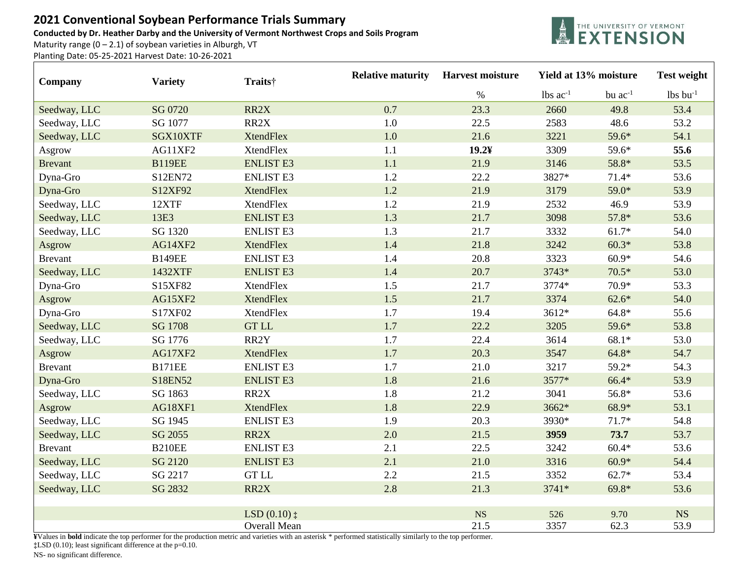# 2021 Conventional Soybean Performance Trials Summary

**Conducted by Dr. Heather Darby and the University of Vermont Northwest Crops and Soils Program**

Maturity range (0 – 2.1) of soybean varieties in Alburgh, VT

Planting Date: 05-25-2021 Harvest Date: 10-26-2021

THE UNIVERSITY OF VERMONT EXTENSION

| Company | Variety | Traits† | Relative maturity | Harvest moisture | Yield at 13% moisture | | Test weight |
|---|---|---|---|---|---|---|---|
| | | | | % | lbs $ac^{-1}$ | bu $ac^{-1}$ | lbs $bu^{-1}$ |
| Seedway, LLC | SG 0720 | RR2X | 0.7 | 23.3 | 2660 | 49.8 | 53.4 |
| Seedway, LLC | SG 1077 | RR2X | 1.0 | 22.5 | 2583 | 48.6 | 53.2 |
| Seedway, LLC | SGX10XTF | XtendFlex | 1.0 | 21.6 | 3221 | 59.6* | 54.1 |
| Asgrow | AG11XF2 | XtendFlex | 1.1 | **19.2¥** | 3309 | 59.6* | **55.6** |
| Brevant | B119EE | ENLIST E3 | 1.1 | 21.9 | 3146 | 58.8* | 53.5 |
| Dyna-Gro | S12EN72 | ENLIST E3 | 1.2 | 22.2 | 3827* | 71.4* | 53.6 |
| Dyna-Gro | S12XF92 | XtendFlex | 1.2 | 21.9 | 3179 | 59.0* | 53.9 |
| Seedway, LLC | 12XTF | XtendFlex | 1.2 | 21.9 | 2532 | 46.9 | 53.9 |
| Seedway, LLC | 13E3 | ENLIST E3 | 1.3 | 21.7 | 3098 | 57.8* | 53.6 |
| Seedway, LLC | SG 1320 | ENLIST E3 | 1.3 | 21.7 | 3332 | 61.7* | 54.0 |
| Asgrow | AG14XF2 | XtendFlex | 1.4 | 21.8 | 3242 | 60.3* | 53.8 |
| Brevant | B149EE | ENLIST E3 | 1.4 | 20.8 | 3323 | 60.9* | 54.6 |
| Seedway, LLC | 1432XTF | ENLIST E3 | 1.4 | 20.7 | 3743* | 70.5* | 53.0 |
| Dyna-Gro | S15XF82 | XtendFlex | 1.5 | 21.7 | 3774* | 70.9* | 53.3 |
| Asgrow | AG15XF2 | XtendFlex | 1.5 | 21.7 | 3374 | 62.6* | 54.0 |
| Dyna-Gro | S17XF02 | XtendFlex | 1.7 | 19.4 | 3612* | 64.8* | 55.6 |
| Seedway, LLC | SG 1708 | GT LL | 1.7 | 22.2 | 3205 | 59.6* | 53.8 |
| Seedway, LLC | SG 1776 | RR2Y | 1.7 | 22.4 | 3614 | 68.1* | 53.0 |
| Asgrow | AG17XF2 | XtendFlex | 1.7 | 20.3 | 3547 | 64.8* | 54.7 |
| Brevant | B171EE | ENLIST E3 | 1.7 | 21.0 | 3217 | 59.2* | 54.3 |
| Dyna-Gro | S18EN52 | ENLIST E3 | 1.8 | 21.6 | 3577* | 66.4* | 53.9 |
| Seedway, LLC | SG 1863 | RR2X | 1.8 | 21.2 | 3041 | 56.8* | 53.6 |
| Asgrow | AG18XF1 | XtendFlex | 1.8 | 22.9 | 3662* | 68.9* | 53.1 |
| Seedway, LLC | SG 1945 | ENLIST E3 | 1.9 | 20.3 | 3930* | 71.7* | 54.8 |
| Seedway, LLC | SG 2055 | RR2X | 2.0 | 21.5 | **3959** | **73.7** | 53.7 |
| Brevant | B210EE | ENLIST E3 | 2.1 | 22.5 | 3242 | 60.4* | 53.6 |
| Seedway, LLC | SG 2120 | ENLIST E3 | 2.1 | 21.0 | 3316 | 60.9* | 54.4 |
| Seedway, LLC | SG 2217 | GT LL | 2.2 | 21.5 | 3352 | 62.7* | 53.4 |
| Seedway, LLC | SG 2832 | RR2X | 2.8 | 21.3 | 3741* | 69.8* | 53.6 |
| | | | | | | | |
| | | LSD (0.10) ‡ | | NS | 526 | 9.70 | NS |
| | | Overall Mean | | 21.5 | 3357 | 62.3 | 53.9 |

¥Values in **bold** indicate the top performer for the production metric and varieties with an asterisk * performed statistically similarly to the top performer.

‡LSD (0.10); least significant difference at the p=0.10.

NS- no significant difference.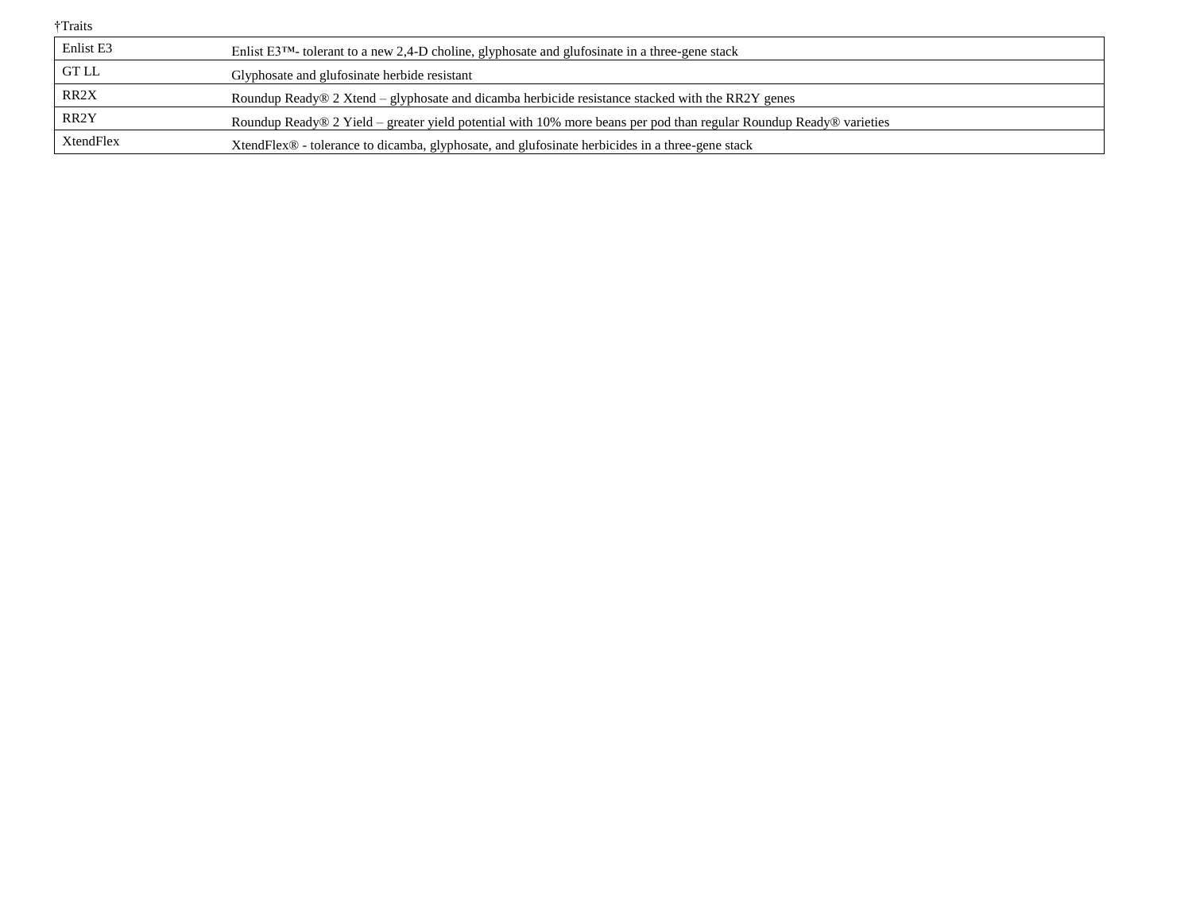†Traits

| | |
|---|---|
| Enlist E3 | Enlist E3™- tolerant to a new 2,4-D choline, glyphosate and glufosinate in a three-gene stack |
| GT LL | Glyphosate and glufosinate herbide resistant |
| RR2X | Roundup Ready® 2 Xtend – glyphosate and dicamba herbicide resistance stacked with the RR2Y genes |
| RR2Y | Roundup Ready® 2 Yield – greater yield potential with 10% more beans per pod than regular Roundup Ready® varieties |
| XtendFlex | XtendFlex® - tolerance to dicamba, glyphosate, and glufosinate herbicides in a three-gene stack |